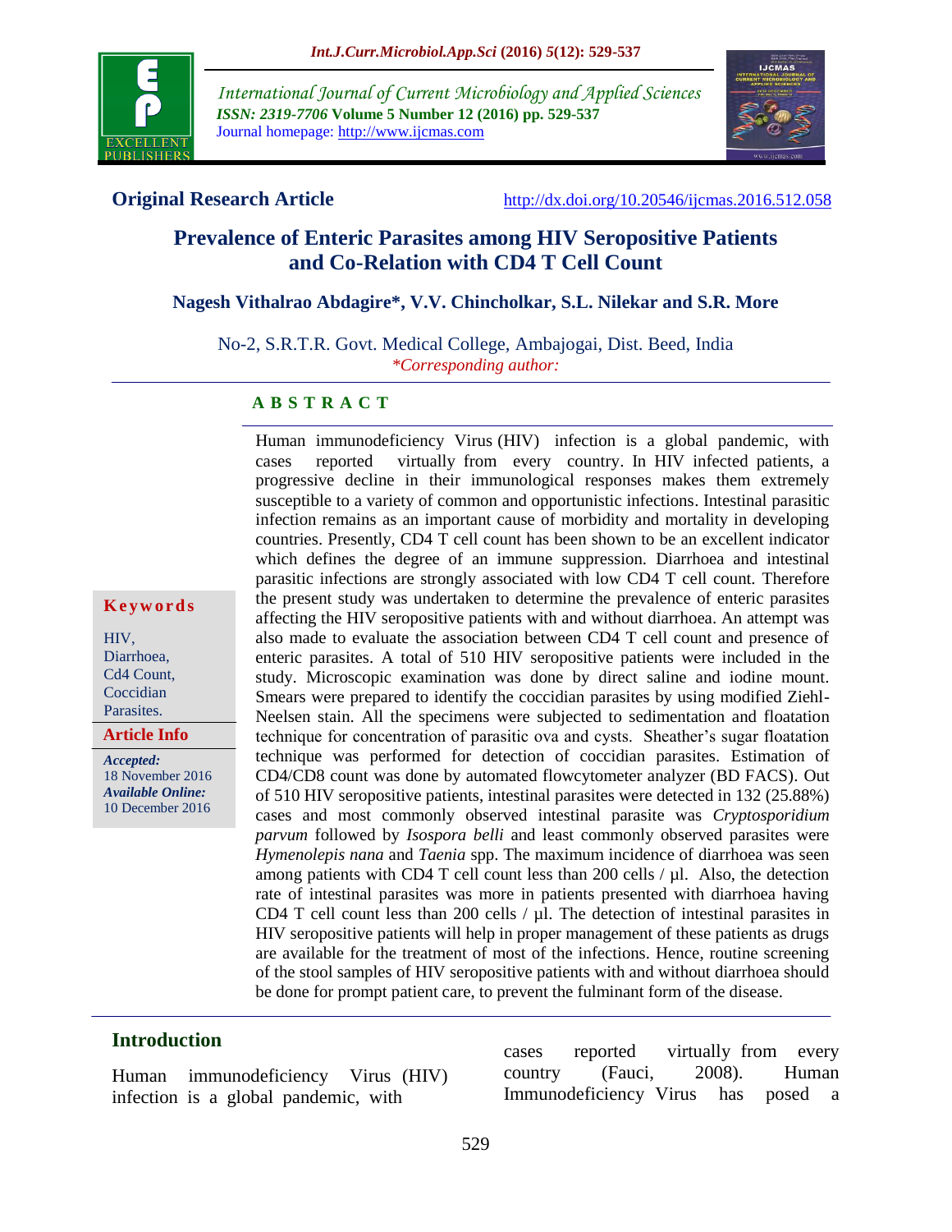International Journal of Current Microbiology and Applied Sciences
*ISSN: 2319-7706* **Volume 5 Number 12 (2016) pp. 529-537**
Journal homepage: http://www.ijcmas.com

**Original Research Article** http://dx.doi.org/10.20546/ijcmas.2016.512.058

# Prevalence of Enteric Parasites among HIV Seropositive Patients and Co-Relation with CD4 T Cell Count

**Nagesh Vithalrao Abdagire*, V.V. Chincholkar, S.L. Nilekar and S.R. More**

No-2, S.R.T.R. Govt. Medical College, Ambajogai, Dist. Beed, India
*\*Corresponding author:*

## ABSTRACT

**Keywords**

HIV, Diarrhoea, Cd4 Count, Coccidian Parasites.

**Article Info**

***Accepted:*** 18 November 2016
***Available Online:*** 10 December 2016

Human immunodeficiency Virus (HIV) infection is a global pandemic, with cases reported virtually from every country. In HIV infected patients, a progressive decline in their immunological responses makes them extremely susceptible to a variety of common and opportunistic infections. Intestinal parasitic infection remains as an important cause of morbidity and mortality in developing countries. Presently, CD4 T cell count has been shown to be an excellent indicator which defines the degree of an immune suppression. Diarrhoea and intestinal parasitic infections are strongly associated with low CD4 T cell count. Therefore the present study was undertaken to determine the prevalence of enteric parasites affecting the HIV seropositive patients with and without diarrhoea. An attempt was also made to evaluate the association between CD4 T cell count and presence of enteric parasites. A total of 510 HIV seropositive patients were included in the study. Microscopic examination was done by direct saline and iodine mount. Smears were prepared to identify the coccidian parasites by using modified Ziehl-Neelsen stain. All the specimens were subjected to sedimentation and floatation technique for concentration of parasitic ova and cysts. Sheather's sugar floatation technique was performed for detection of coccidian parasites. Estimation of CD4/CD8 count was done by automated flowcytometer analyzer (BD FACS). Out of 510 HIV seropositive patients, intestinal parasites were detected in 132 (25.88%) cases and most commonly observed intestinal parasite was *Cryptosporidium parvum* followed by *Isospora belli* and least commonly observed parasites were *Hymenolepis nana* and *Taenia* spp. The maximum incidence of diarrhoea was seen among patients with CD4 T cell count less than 200 cells / µl. Also, the detection rate of intestinal parasites was more in patients presented with diarrhoea having CD4 T cell count less than 200 cells / µl. The detection of intestinal parasites in HIV seropositive patients will help in proper management of these patients as drugs are available for the treatment of most of the infections. Hence, routine screening of the stool samples of HIV seropositive patients with and without diarrhoea should be done for prompt patient care, to prevent the fulminant form of the disease.

## Introduction

Human immunodeficiency Virus (HIV) infection is a global pandemic, with cases reported virtually from every country (Fauci, 2008). Human Immunodeficiency Virus has posed a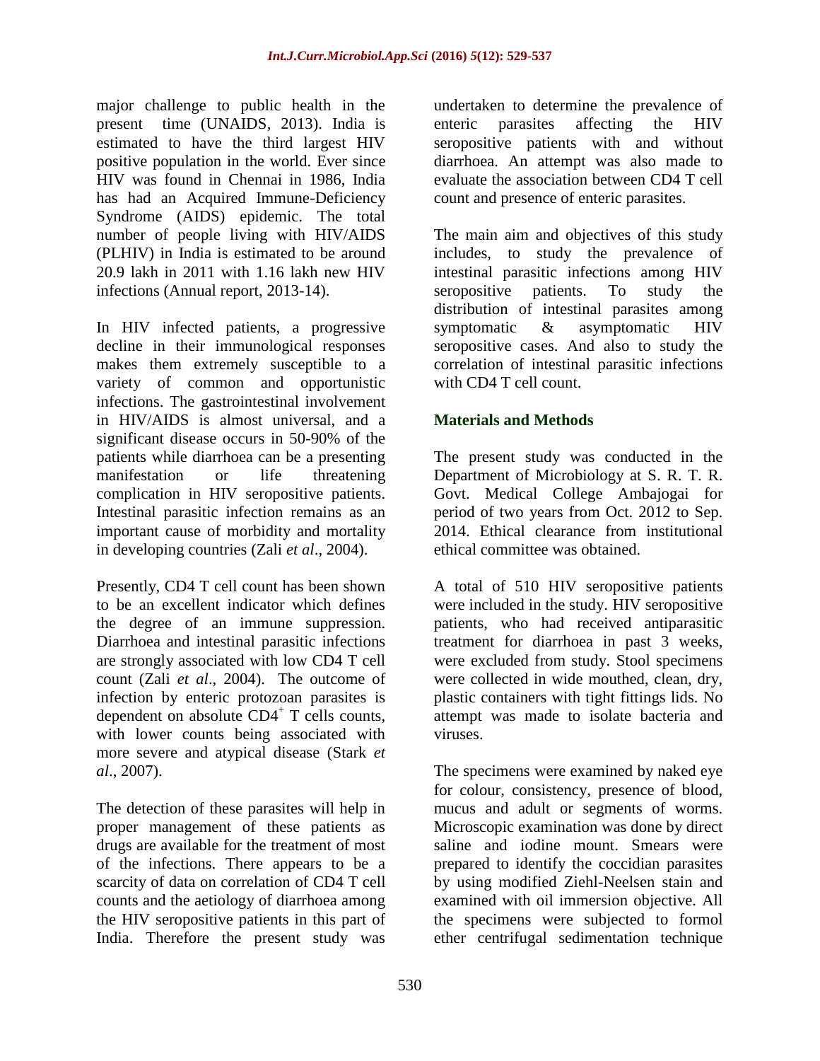major challenge to public health in the present time (UNAIDS, 2013). India is estimated to have the third largest HIV positive population in the world. Ever since HIV was found in Chennai in 1986, India has had an Acquired Immune-Deficiency Syndrome (AIDS) epidemic. The total number of people living with HIV/AIDS (PLHIV) in India is estimated to be around 20.9 lakh in 2011 with 1.16 lakh new HIV infections (Annual report, 2013-14).

In HIV infected patients, a progressive decline in their immunological responses makes them extremely susceptible to a variety of common and opportunistic infections. The gastrointestinal involvement in HIV/AIDS is almost universal, and a significant disease occurs in 50-90% of the patients while diarrhoea can be a presenting manifestation or life threatening complication in HIV seropositive patients. Intestinal parasitic infection remains as an important cause of morbidity and mortality in developing countries (Zali *et al*., 2004).

Presently, CD4 T cell count has been shown to be an excellent indicator which defines the degree of an immune suppression. Diarrhoea and intestinal parasitic infections are strongly associated with low CD4 T cell count (Zali *et al*., 2004). The outcome of infection by enteric protozoan parasites is dependent on absolute $CD4^{+}$ T cells counts, with lower counts being associated with more severe and atypical disease (Stark *et al*., 2007).

The detection of these parasites will help in proper management of these patients as drugs are available for the treatment of most of the infections. There appears to be a scarcity of data on correlation of CD4 T cell counts and the aetiology of diarrhoea among the HIV seropositive patients in this part of India. Therefore the present study was undertaken to determine the prevalence of enteric parasites affecting the HIV seropositive patients with and without diarrhoea. An attempt was also made to evaluate the association between CD4 T cell count and presence of enteric parasites.

The main aim and objectives of this study includes, to study the prevalence of intestinal parasitic infections among HIV seropositive patients. To study the distribution of intestinal parasites among symptomatic & asymptomatic HIV seropositive cases. And also to study the correlation of intestinal parasitic infections with CD4 T cell count.

## Materials and Methods

The present study was conducted in the Department of Microbiology at S. R. T. R. Govt. Medical College Ambajogai for period of two years from Oct. 2012 to Sep. 2014. Ethical clearance from institutional ethical committee was obtained.

A total of 510 HIV seropositive patients were included in the study. HIV seropositive patients, who had received antiparasitic treatment for diarrhoea in past 3 weeks, were excluded from study. Stool specimens were collected in wide mouthed, clean, dry, plastic containers with tight fittings lids. No attempt was made to isolate bacteria and viruses.

The specimens were examined by naked eye for colour, consistency, presence of blood, mucus and adult or segments of worms. Microscopic examination was done by direct saline and iodine mount. Smears were prepared to identify the coccidian parasites by using modified Ziehl-Neelsen stain and examined with oil immersion objective. All the specimens were subjected to formol ether centrifugal sedimentation technique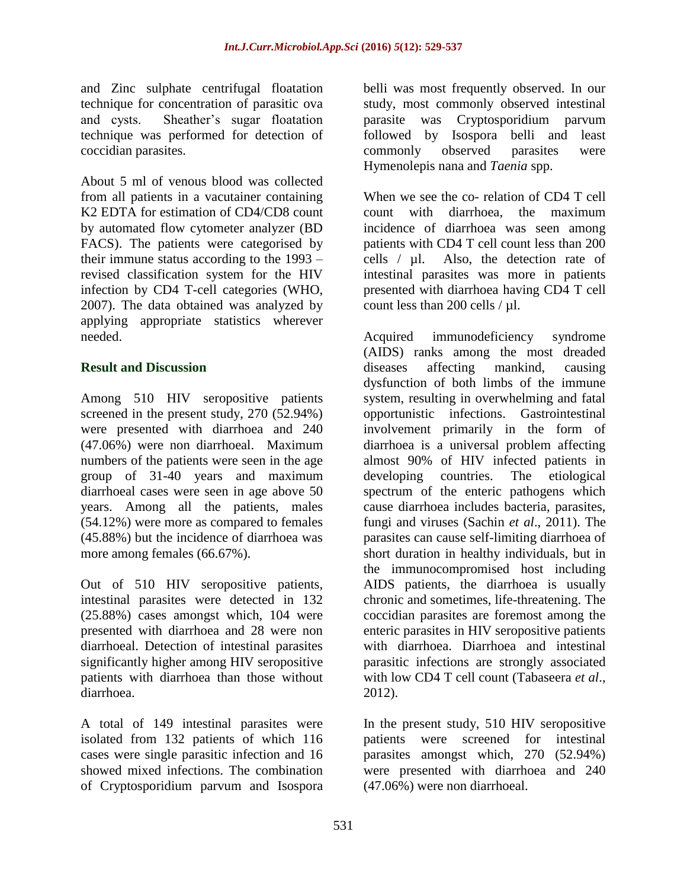and Zinc sulphate centrifugal floatation technique for concentration of parasitic ova and cysts. Sheather's sugar floatation technique was performed for detection of coccidian parasites.

About 5 ml of venous blood was collected from all patients in a vacutainer containing K2 EDTA for estimation of CD4/CD8 count by automated flow cytometer analyzer (BD FACS). The patients were categorised by their immune status according to the 1993 – revised classification system for the HIV infection by CD4 T-cell categories (WHO, 2007). The data obtained was analyzed by applying appropriate statistics wherever needed.

## Result and Discussion

Among 510 HIV seropositive patients screened in the present study, 270 (52.94%) were presented with diarrhoea and 240 (47.06%) were non diarrhoeal. Maximum numbers of the patients were seen in the age group of 31-40 years and maximum diarrhoeal cases were seen in age above 50 years. Among all the patients, males (54.12%) were more as compared to females (45.88%) but the incidence of diarrhoea was more among females (66.67%).

Out of 510 HIV seropositive patients, intestinal parasites were detected in 132 (25.88%) cases amongst which, 104 were presented with diarrhoea and 28 were non diarrhoeal. Detection of intestinal parasites significantly higher among HIV seropositive patients with diarrhoea than those without diarrhoea.

A total of 149 intestinal parasites were isolated from 132 patients of which 116 cases were single parasitic infection and 16 showed mixed infections. The combination of Cryptosporidium parvum and Isospora belli was most frequently observed. In our study, most commonly observed intestinal parasite was Cryptosporidium parvum followed by Isospora belli and least commonly observed parasites were Hymenolepis nana and *Taenia* spp.

When we see the co- relation of CD4 T cell count with diarrhoea, the maximum incidence of diarrhoea was seen among patients with CD4 T cell count less than 200 cells / µl. Also, the detection rate of intestinal parasites was more in patients presented with diarrhoea having CD4 T cell count less than 200 cells / µl.

Acquired immunodeficiency syndrome (AIDS) ranks among the most dreaded diseases affecting mankind, causing dysfunction of both limbs of the immune system, resulting in overwhelming and fatal opportunistic infections. Gastrointestinal involvement primarily in the form of diarrhoea is a universal problem affecting almost 90% of HIV infected patients in developing countries. The etiological spectrum of the enteric pathogens which cause diarrhoea includes bacteria, parasites, fungi and viruses (Sachin *et al*., 2011). The parasites can cause self-limiting diarrhoea of short duration in healthy individuals, but in the immunocompromised host including AIDS patients, the diarrhoea is usually chronic and sometimes, life-threatening. The coccidian parasites are foremost among the enteric parasites in HIV seropositive patients with diarrhoea. Diarrhoea and intestinal parasitic infections are strongly associated with low CD4 T cell count (Tabaseera *et al*., 2012).

In the present study, 510 HIV seropositive patients were screened for intestinal parasites amongst which, 270 (52.94%) were presented with diarrhoea and 240 (47.06%) were non diarrhoeal.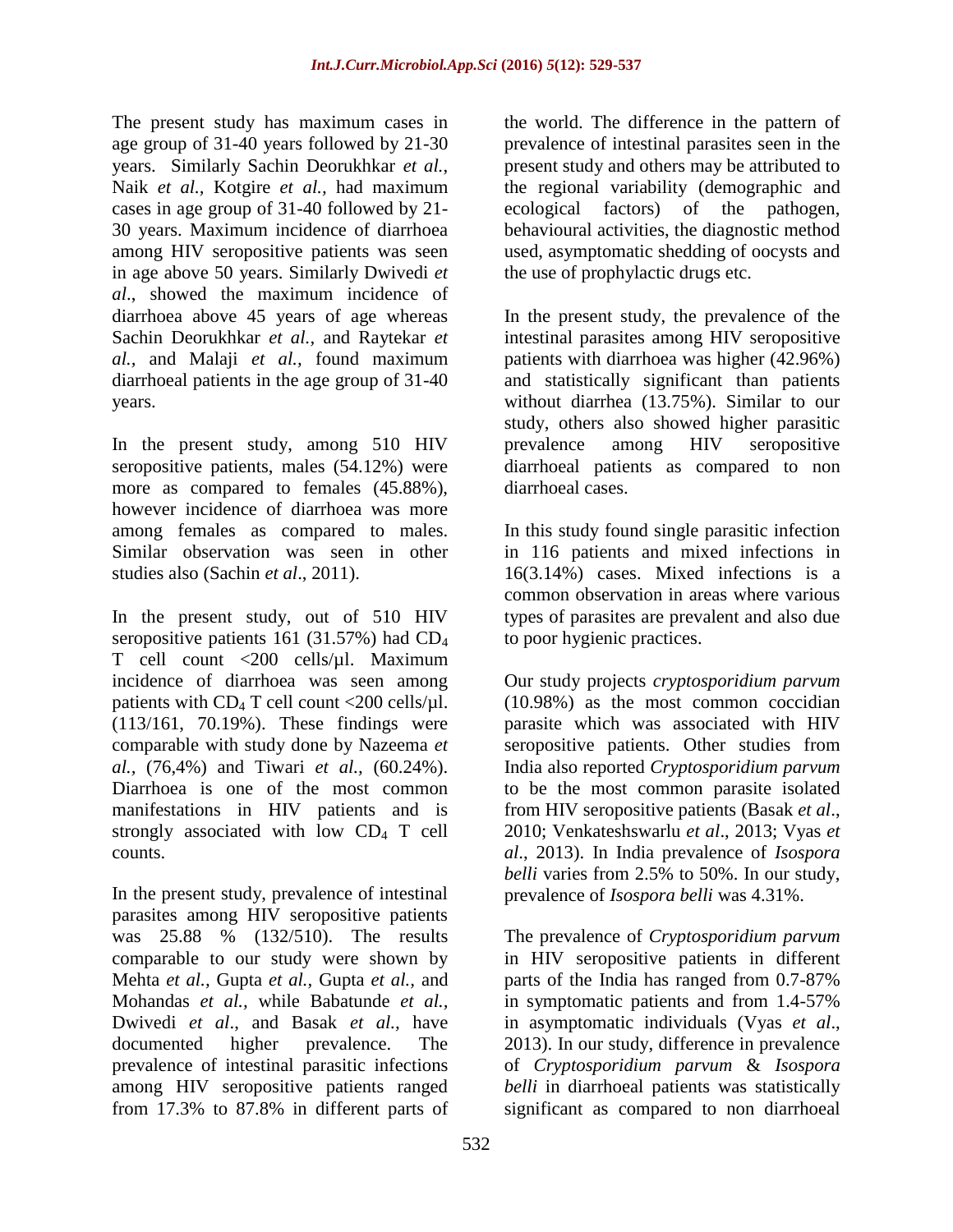The present study has maximum cases in age group of 31-40 years followed by 21-30 years. Similarly Sachin Deorukhkar *et al.,* Naik *et al.,* Kotgire *et al.,* had maximum cases in age group of 31-40 followed by 21-30 years. Maximum incidence of diarrhoea among HIV seropositive patients was seen in age above 50 years. Similarly Dwivedi *et al*., showed the maximum incidence of diarrhoea above 45 years of age whereas Sachin Deorukhkar *et al.,* and Raytekar *et al.,* and Malaji *et al.,* found maximum diarrhoeal patients in the age group of 31-40 years.

In the present study, among 510 HIV seropositive patients, males (54.12%) were more as compared to females (45.88%), however incidence of diarrhoea was more among females as compared to males. Similar observation was seen in other studies also (Sachin *et al*., 2011).

In the present study, out of 510 HIV seropositive patients 161 (31.57%) had $CD_4$ T cell count <200 cells/µl. Maximum incidence of diarrhoea was seen among patients with $CD_4$ T cell count <200 cells/µl. (113/161, 70.19%). These findings were comparable with study done by Nazeema *et al.,* (76,4%) and Tiwari *et al.,* (60.24%). Diarrhoea is one of the most common manifestations in HIV patients and is strongly associated with low $CD_4$ T cell counts.

In the present study, prevalence of intestinal parasites among HIV seropositive patients was 25.88 % (132/510). The results comparable to our study were shown by Mehta *et al.,* Gupta *et al.,* Gupta *et al.,* and Mohandas *et al.,* while Babatunde *et al.,* Dwivedi *et al*., and Basak *et al.,* have documented higher prevalence. The prevalence of intestinal parasitic infections among HIV seropositive patients ranged from 17.3% to 87.8% in different parts of the world. The difference in the pattern of prevalence of intestinal parasites seen in the present study and others may be attributed to the regional variability (demographic and ecological factors) of the pathogen, behavioural activities, the diagnostic method used, asymptomatic shedding of oocysts and the use of prophylactic drugs etc.

In the present study, the prevalence of the intestinal parasites among HIV seropositive patients with diarrhoea was higher (42.96%) and statistically significant than patients without diarrhea (13.75%). Similar to our study, others also showed higher parasitic prevalence among HIV seropositive diarrhoeal patients as compared to non diarrhoeal cases.

In this study found single parasitic infection in 116 patients and mixed infections in 16(3.14%) cases. Mixed infections is a common observation in areas where various types of parasites are prevalent and also due to poor hygienic practices.

Our study projects *cryptosporidium parvum* (10.98%) as the most common coccidian parasite which was associated with HIV seropositive patients. Other studies from India also reported *Cryptosporidium parvum* to be the most common parasite isolated from HIV seropositive patients (Basak *et al*., 2010; Venkateshswarlu *et al*., 2013; Vyas *et al*., 2013). In India prevalence of *Isospora belli* varies from 2.5% to 50%. In our study, prevalence of *Isospora belli* was 4.31%.

The prevalence of *Cryptosporidium parvum* in HIV seropositive patients in different parts of the India has ranged from 0.7-87% in symptomatic patients and from 1.4-57% in asymptomatic individuals (Vyas *et al*., 2013). In our study, difference in prevalence of *Cryptosporidium parvum* & *Isospora belli* in diarrhoeal patients was statistically significant as compared to non diarrhoeal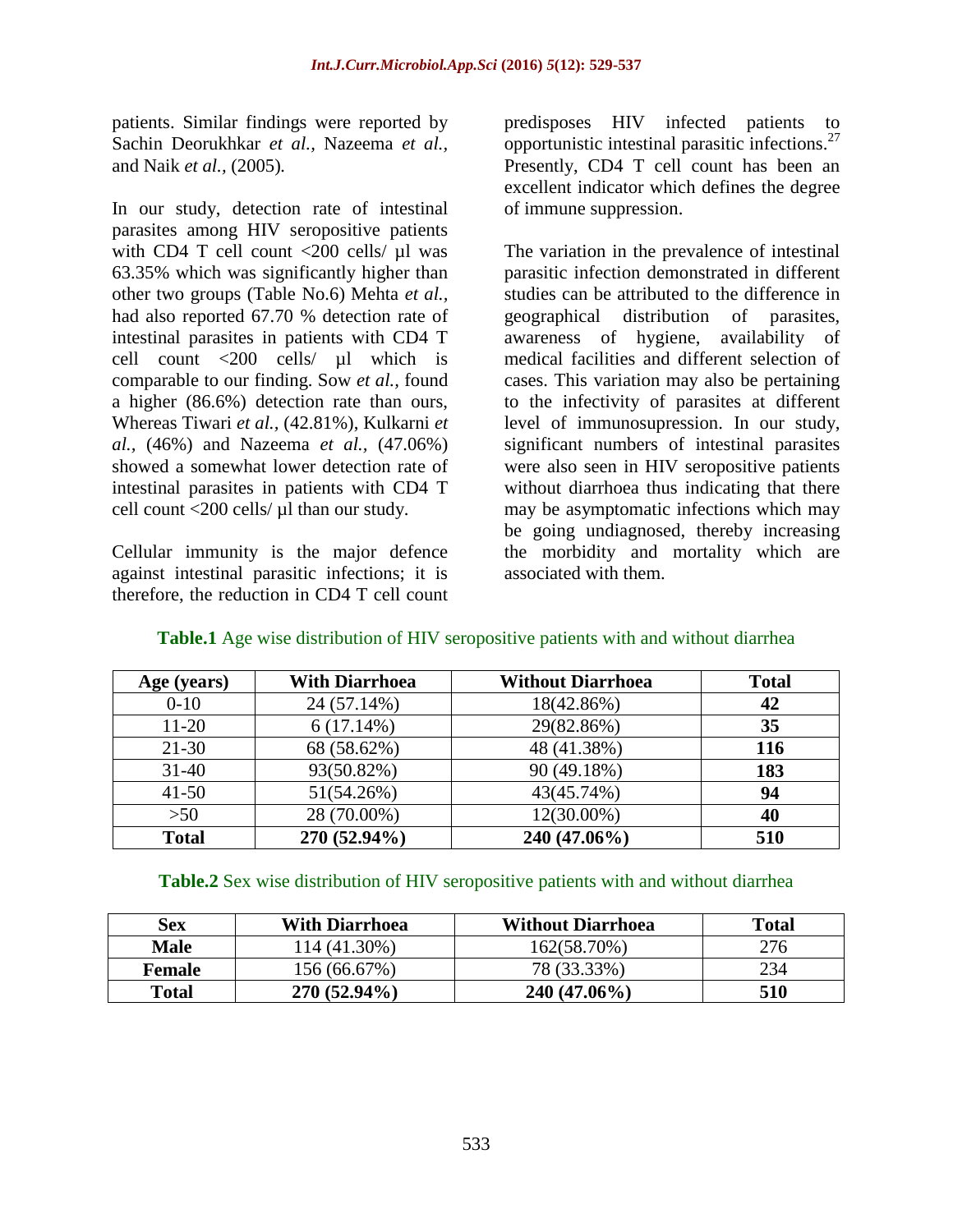patients. Similar findings were reported by Sachin Deorukhkar *et al.,* Nazeema *et al.,* and Naik *et al.,* (2005).

In our study, detection rate of intestinal parasites among HIV seropositive patients with CD4 T cell count <200 cells/ µl was 63.35% which was significantly higher than other two groups (Table No.6) Mehta *et al.,* had also reported 67.70 % detection rate of intestinal parasites in patients with CD4 T cell count <200 cells/ µl which is comparable to our finding. Sow *et al.,* found a higher (86.6%) detection rate than ours, Whereas Tiwari *et al.,* (42.81%), Kulkarni *et al.,* (46%) and Nazeema *et al.,* (47.06%) showed a somewhat lower detection rate of intestinal parasites in patients with CD4 T cell count <200 cells/ µl than our study.

Cellular immunity is the major defence against intestinal parasitic infections; it is therefore, the reduction in CD4 T cell count predisposes HIV infected patients to opportunistic intestinal parasitic infections.[27] Presently, CD4 T cell count has been an excellent indicator which defines the degree of immune suppression.

The variation in the prevalence of intestinal parasitic infection demonstrated in different studies can be attributed to the difference in geographical distribution of parasites, awareness of hygiene, availability of medical facilities and different selection of cases. This variation may also be pertaining to the infectivity of parasites at different level of immunosupression. In our study, significant numbers of intestinal parasites were also seen in HIV seropositive patients without diarrhoea thus indicating that there may be asymptomatic infections which may be going undiagnosed, thereby increasing the morbidity and mortality which are associated with them.

**Table.1** Age wise distribution of HIV seropositive patients with and without diarrhea

| Age (years) | With Diarrhoea | Without Diarrhoea | Total |
|---|---|---|---|
| 0-10 | 24 (57.14%) | 18(42.86%) | **42** |
| 11-20 | 6 (17.14%) | 29(82.86%) | **35** |
| 21-30 | 68 (58.62%) | 48 (41.38%) | **116** |
| 31-40 | 93(50.82%) | 90 (49.18%) | **183** |
| 41-50 | 51(54.26%) | 43(45.74%) | **94** |
| >50 | 28 (70.00%) | 12(30.00%) | **40** |
| **Total** | **270 (52.94%)** | **240 (47.06%)** | **510** |

**Table.2** Sex wise distribution of HIV seropositive patients with and without diarrhea

| Sex | With Diarrhoea | Without Diarrhoea | Total |
|---|---|---|---|
| **Male** | 114 (41.30%) | 162(58.70%) | 276 |
| **Female** | 156 (66.67%) | 78 (33.33%) | 234 |
| **Total** | **270 (52.94%)** | **240 (47.06%)** | **510** |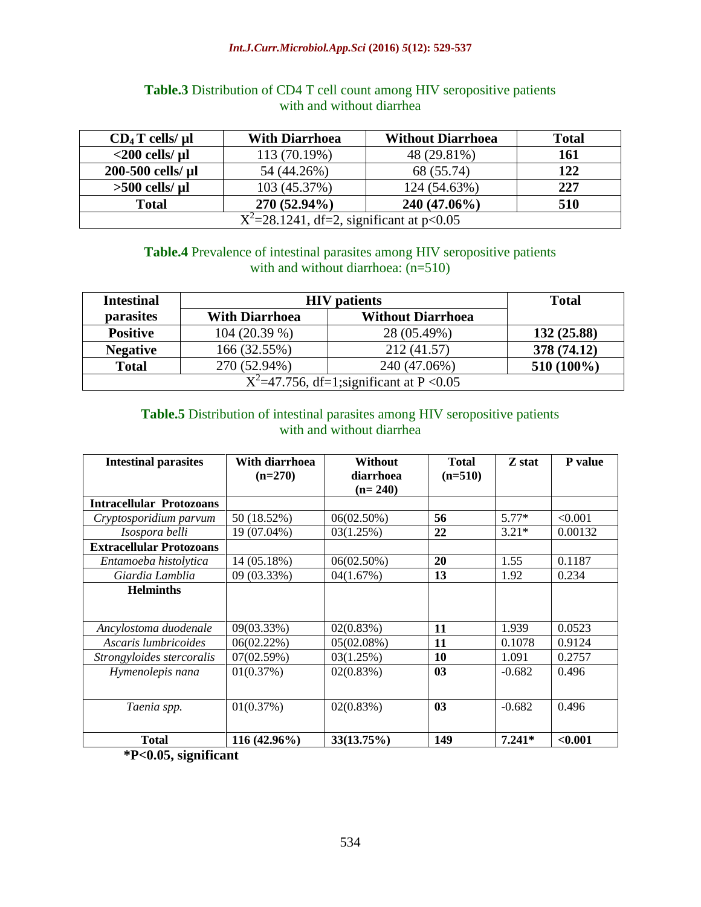**Table.3** Distribution of CD4 T cell count among HIV seropositive patients with and without diarrhea

| $CD_4$ T cells/ µl | With Diarrhoea | Without Diarrhoea | Total |
|---|---|---|---|
| **<200 cells/ µl** | 113 (70.19%) | 48 (29.81%) | **161** |
| **200-500 cells/ µl** | 54 (44.26%) | 68 (55.74) | **122** |
| **>500 cells/ µl** | 103 (45.37%) | 124 (54.63%) | **227** |
| **Total** | **270 (52.94%)** | **240 (47.06%)** | **510** |
| $X^2$=28.1241, df=2, significant at p<0.05 | | | |

**Table.4** Prevalence of intestinal parasites among HIV seropositive patients with and without diarrhoea: (n=510)

| Intestinal parasites | HIV patients | | Total |
|---|---|---|---|
| | **With Diarrhoea** | **Without Diarrhoea** | |
| **Positive** | 104 (20.39 %) | 28 (05.49%) | **132 (25.88)** |
| **Negative** | 166 (32.55%) | 212 (41.57) | **378 (74.12)** |
| **Total** | 270 (52.94%) | 240 (47.06%) | **510 (100%)** |
| $X^2$=47.756, df=1;significant at P <0.05 | | | |

**Table.5** Distribution of intestinal parasites among HIV seropositive patients with and without diarrhea

| Intestinal parasites | With diarrhoea (n=270) | Without diarrhoea (n= 240) | Total (n=510) | Z stat | P value |
|---|---|---|---|---|---|
| **Intracellular Protozoans** | | | | | |
| *Cryptosporidium parvum* | 50 (18.52%) | 06(02.50%) | **56** | 5.77* | <0.001 |
| *Isospora belli* | 19 (07.04%) | 03(1.25%) | **22** | 3.21* | 0.00132 |
| **Extracellular Protozoans** | | | | | |
| *Entamoeba histolytica* | 14 (05.18%) | 06(02.50%) | **20** | 1.55 | 0.1187 |
| *Giardia Lamblia* | 09 (03.33%) | 04(1.67%) | **13** | 1.92 | 0.234 |
| **Helminths** | | | | | |
| *Ancylostoma duodenale* | 09(03.33%) | 02(0.83%) | **11** | 1.939 | 0.0523 |
| *Ascaris lumbricoides* | 06(02.22%) | 05(02.08%) | **11** | 0.1078 | 0.9124 |
| *Strongyloides stercoralis* | 07(02.59%) | 03(1.25%) | **10** | 1.091 | 0.2757 |
| *Hymenolepis nana* | 01(0.37%) | 02(0.83%) | **03** | -0.682 | 0.496 |
| *Taenia spp.* | 01(0.37%) | 02(0.83%) | **03** | -0.682 | 0.496 |
| **Total** | **116 (42.96%)** | **33(13.75%)** | **149** | **7.241*** | **<0.001** |

***P<0.05, significant**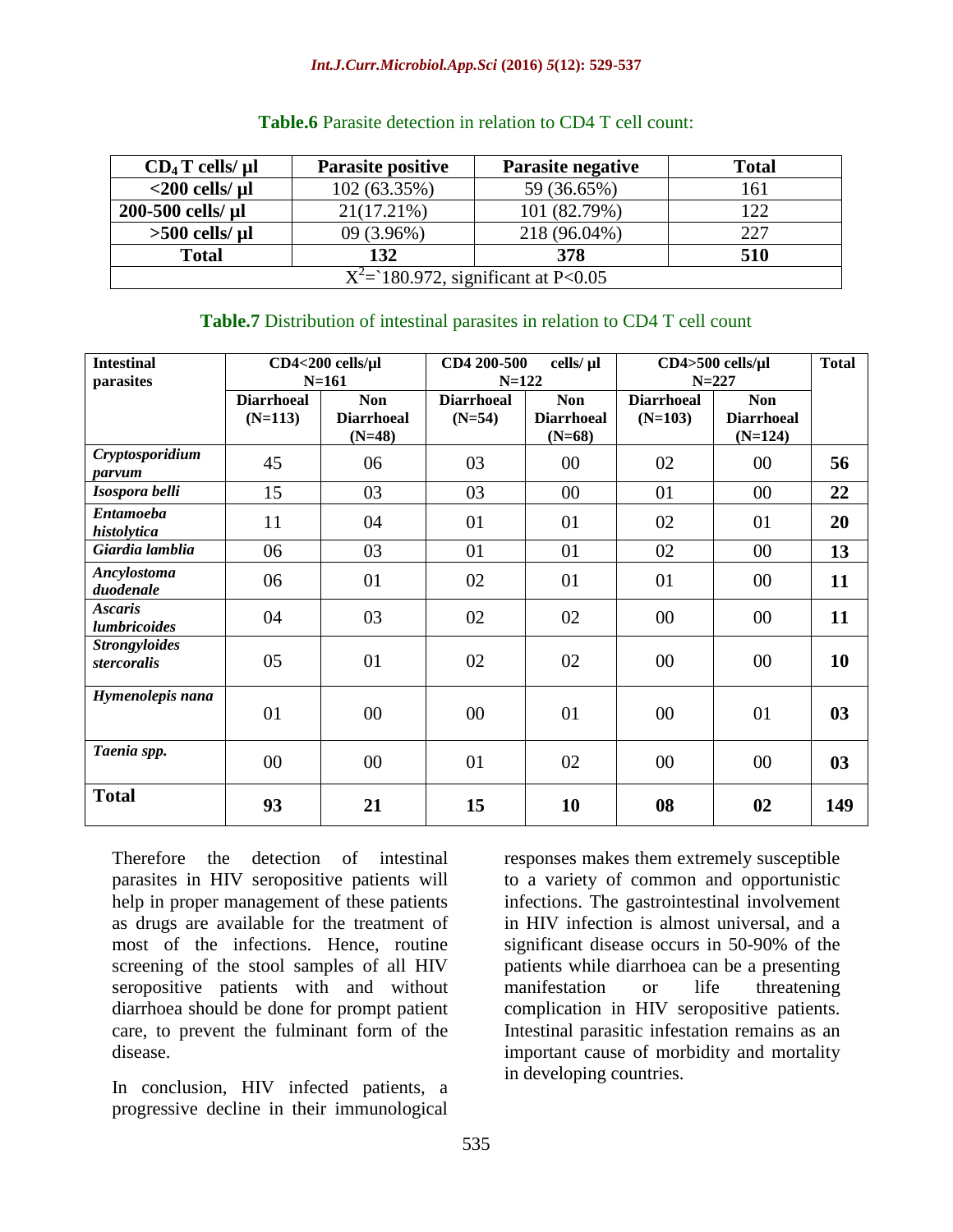**Table.6** Parasite detection in relation to CD4 T cell count:

| $CD_4$ T cells/ µl | Parasite positive | Parasite negative | Total |
|---|---|---|---|
| <200 cells/ µl | 102 (63.35%) | 59 (36.65%) | 161 |
| 200-500 cells/ µl | 21(17.21%) | 101 (82.79%) | 122 |
| >500 cells/ µl | 09 (3.96%) | 218 (96.04%) | 227 |
| **Total** | **132** | **378** | **510** |
| $X^2$=`180.972, significant at P<0.05 | | | |

**Table.7** Distribution of intestinal parasites in relation to CD4 T cell count

| Intestinal parasites | CD4<200 cells/µl N=161 | | CD4 200-500 cells/ µl N=122 | | CD4>500 cells/µl N=227 | | Total |
|---|---|---|---|---|---|---|---|
| | Diarrhoeal (N=113) | Non Diarrhoeal (N=48) | Diarrhoeal (N=54) | Non Diarrhoeal (N=68) | Diarrhoeal (N=103) | Non Diarrhoeal (N=124) | |
| *Cryptosporidium parvum* | 45 | 06 | 03 | 00 | 02 | 00 | **56** |
| *Isospora belli* | 15 | 03 | 03 | 00 | 01 | 00 | **22** |
| *Entamoeba histolytica* | 11 | 04 | 01 | 01 | 02 | 01 | **20** |
| *Giardia lamblia* | 06 | 03 | 01 | 01 | 02 | 00 | **13** |
| *Ancylostoma duodenale* | 06 | 01 | 02 | 01 | 01 | 00 | **11** |
| *Ascaris lumbricoides* | 04 | 03 | 02 | 02 | 00 | 00 | **11** |
| *Strongyloides stercoralis* | 05 | 01 | 02 | 02 | 00 | 00 | **10** |
| *Hymenolepis nana* | 01 | 00 | 00 | 01 | 00 | 01 | **03** |
| *Taenia spp.* | 00 | 00 | 01 | 02 | 00 | 00 | **03** |
| **Total** | **93** | **21** | **15** | **10** | **08** | **02** | **149** |

Therefore the detection of intestinal parasites in HIV seropositive patients will help in proper management of these patients as drugs are available for the treatment of most of the infections. Hence, routine screening of the stool samples of all HIV seropositive patients with and without diarrhoea should be done for prompt patient care, to prevent the fulminant form of the disease.

In conclusion, HIV infected patients, a progressive decline in their immunological responses makes them extremely susceptible to a variety of common and opportunistic infections. The gastrointestinal involvement in HIV infection is almost universal, and a significant disease occurs in 50-90% of the patients while diarrhoea can be a presenting manifestation or life threatening complication in HIV seropositive patients. Intestinal parasitic infestation remains as an important cause of morbidity and mortality in developing countries.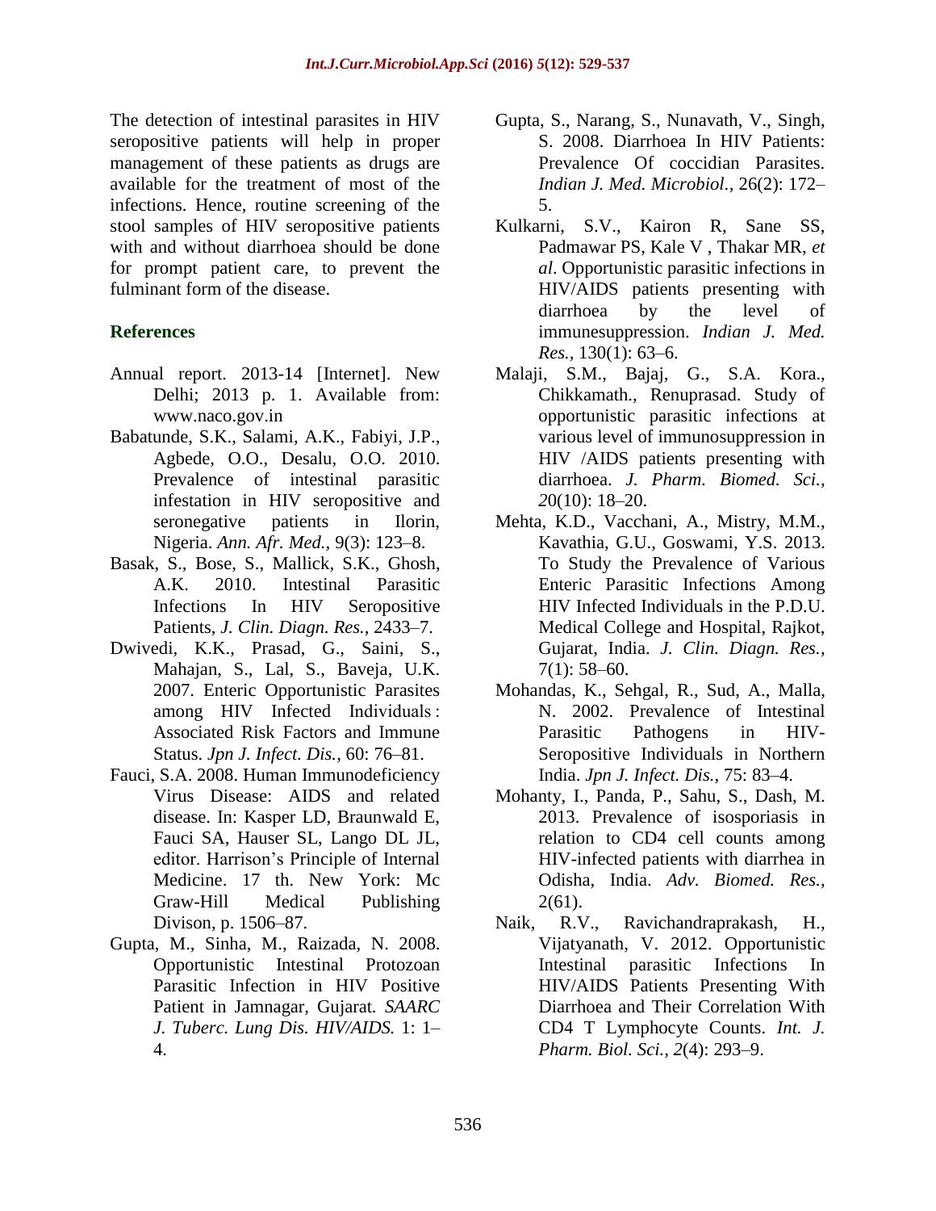The detection of intestinal parasites in HIV seropositive patients will help in proper management of these patients as drugs are available for the treatment of most of the infections. Hence, routine screening of the stool samples of HIV seropositive patients with and without diarrhoea should be done for prompt patient care, to prevent the fulminant form of the disease.

## References

- Annual report. 2013-14 [Internet]. New Delhi; 2013 p. 1. Available from: www.naco.gov.in
- Babatunde, S.K., Salami, A.K., Fabiyi, J.P., Agbede, O.O., Desalu, O.O. 2010. Prevalence of intestinal parasitic infestation in HIV seropositive and seronegative patients in Ilorin, Nigeria. *Ann. Afr. Med.,* 9(3): 123–8.
- Basak, S., Bose, S., Mallick, S.K., Ghosh, A.K. 2010. Intestinal Parasitic Infections In HIV Seropositive Patients, *J. Clin. Diagn. Res.,* 2433–7.
- Dwivedi, K.K., Prasad, G., Saini, S., Mahajan, S., Lal, S., Baveja, U.K. 2007. Enteric Opportunistic Parasites among HIV Infected Individuals : Associated Risk Factors and Immune Status. *Jpn J. Infect. Dis.,* 60: 76–81.
- Fauci, S.A. 2008. Human Immunodeficiency Virus Disease: AIDS and related disease. In: Kasper LD, Braunwald E, Fauci SA, Hauser SL, Lango DL JL, editor. Harrison's Principle of Internal Medicine. 17 th. New York: Mc Graw-Hill Medical Publishing Divison, p. 1506–87.
- Gupta, M., Sinha, M., Raizada, N. 2008. Opportunistic Intestinal Protozoan Parasitic Infection in HIV Positive Patient in Jamnagar, Gujarat. *SAARC J. Tuberc. Lung Dis. HIV/AIDS.* 1: 1–4.
- Gupta, S., Narang, S., Nunavath, V., Singh, S. 2008. Diarrhoea In HIV Patients: Prevalence Of coccidian Parasites. *Indian J. Med. Microbiol.,* 26(2): 172–5.
- Kulkarni, S.V., Kairon R, Sane SS, Padmawar PS, Kale V , Thakar MR, *et al*. Opportunistic parasitic infections in HIV/AIDS patients presenting with diarrhoea by the level of immunesuppression. *Indian J. Med. Res.,* 130(1): 63–6.
- Malaji, S.M., Bajaj, G., S.A. Kora., Chikkamath., Renuprasad. Study of opportunistic parasitic infections at various level of immunosuppression in HIV /AIDS patients presenting with diarrhoea. *J. Pharm. Biomed. Sci., 2*0(10): 18–20.
- Mehta, K.D., Vacchani, A., Mistry, M.M., Kavathia, G.U., Goswami, Y.S. 2013. To Study the Prevalence of Various Enteric Parasitic Infections Among HIV Infected Individuals in the P.D.U. Medical College and Hospital, Rajkot, Gujarat, India. *J. Clin. Diagn. Res.,* 7(1): 58–60.
- Mohandas, K., Sehgal, R., Sud, A., Malla, N. 2002. Prevalence of Intestinal Parasitic Pathogens in HIV-Seropositive Individuals in Northern India. *Jpn J. Infect. Dis.,* 75: 83–4.
- Mohanty, I., Panda, P., Sahu, S., Dash, M. 2013. Prevalence of isosporiasis in relation to CD4 cell counts among HIV-infected patients with diarrhea in Odisha, India. *Adv. Biomed. Res.,* 2(61).
- Naik, R.V., Ravichandraprakash, H., Vijatyanath, V. 2012. Opportunistic Intestinal parasitic Infections In HIV/AIDS Patients Presenting With Diarrhoea and Their Correlation With CD4 T Lymphocyte Counts. *Int. J. Pharm. Biol. Sci., 2*(4): 293–9.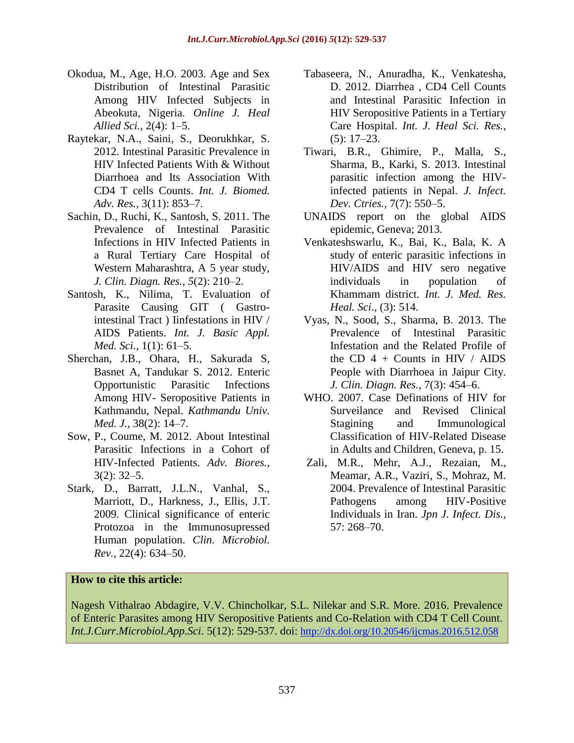Okodua, M., Age, H.O. 2003. Age and Sex Distribution of Intestinal Parasitic Among HIV Infected Subjects in Abeokuta, Nigeria. *Online J. Heal Allied Sci.,* 2(4): 1–5.

Raytekar, N.A., Saini, S., Deorukhkar, S. 2012. Intestinal Parasitic Prevalence in HIV Infected Patients With & Without Diarrhoea and Its Association With CD4 T cells Counts. *Int. J. Biomed. Adv. Res.,* 3(11): 853–7.

Sachin, D., Ruchi, K., Santosh, S. 2011. The Prevalence of Intestinal Parasitic Infections in HIV Infected Patients in a Rural Tertiary Care Hospital of Western Maharashtra, A 5 year study, *J. Clin. Diagn. Res., 5*(2): 210–2.

Santosh, K., Nilima, T. Evaluation of Parasite Causing GIT ( Gastro-intestinal Tract ) Iinfestations in HIV / AIDS Patients. *Int. J. Basic Appl. Med. Sci.,* 1(1): 61–5.

Sherchan, J.B., Ohara, H., Sakurada S, Basnet A, Tandukar S. 2012. Enteric Opportunistic Parasitic Infections Among HIV- Seropositive Patients in Kathmandu, Nepal. *Kathmandu Univ. Med. J.,* 38(2): 14–7.

Sow, P., Coume, M. 2012. About Intestinal Parasitic Infections in a Cohort of HIV-Infected Patients. *Adv. Biores.,* 3(2): 32–5.

Stark, D., Barratt, J.L.N., Vanhal, S., Marriott, D., Harkness, J., Ellis, J.T. 2009. Clinical significance of enteric Protozoa in the Immunosupressed Human population. *Clin. Microbiol. Rev.,* 22(4): 634–50.

Tabaseera, N., Anuradha, K., Venkatesha, D. 2012. Diarrhea , CD4 Cell Counts and Intestinal Parasitic Infection in HIV Seropositive Patients in a Tertiary Care Hospital. *Int. J. Heal Sci. Res.,* (5): 17–23.

Tiwari, B.R., Ghimire, P., Malla, S., Sharma, B., Karki, S. 2013. Intestinal parasitic infection among the HIV-infected patients in Nepal. *J. Infect. Dev. Ctries.,* 7(7): 550–5.

UNAIDS report on the global AIDS epidemic, Geneva; 2013.

Venkateshswarlu, K., Bai, K., Bala, K. A study of enteric parasitic infections in HIV/AIDS and HIV sero negative individuals in population of Khammam district. *Int. J. Med. Res. Heal. Sci*., (3): 514.

Vyas, N., Sood, S., Sharma, B. 2013. The Prevalence of Intestinal Parasitic Infestation and the Related Profile of the CD 4 + Counts in HIV / AIDS People with Diarrhoea in Jaipur City. *J. Clin. Diagn. Res.,* 7(3): 454–6.

WHO. 2007. Case Definations of HIV for Surveilance and Revised Clinical Stagining and Immunological Classification of HIV-Related Disease in Adults and Children, Geneva, p. 15.

Zali, M.R., Mehr, A.J., Rezaian, M., Meamar, A.R., Vaziri, S., Mohraz, M. 2004. Prevalence of Intestinal Parasitic Pathogens among HIV-Positive Individuals in Iran. *Jpn J. Infect. Dis.,* 57: 268–70.

**How to cite this article:**

Nagesh Vithalrao Abdagire, V.V. Chincholkar, S.L. Nilekar and S.R. More. 2016. Prevalence of Enteric Parasites among HIV Seropositive Patients and Co-Relation with CD4 T Cell Count. *Int.J.Curr.Microbiol.App.Sci.* 5(12): 529-537. doi: http://dx.doi.org/10.20546/ijcmas.2016.512.058